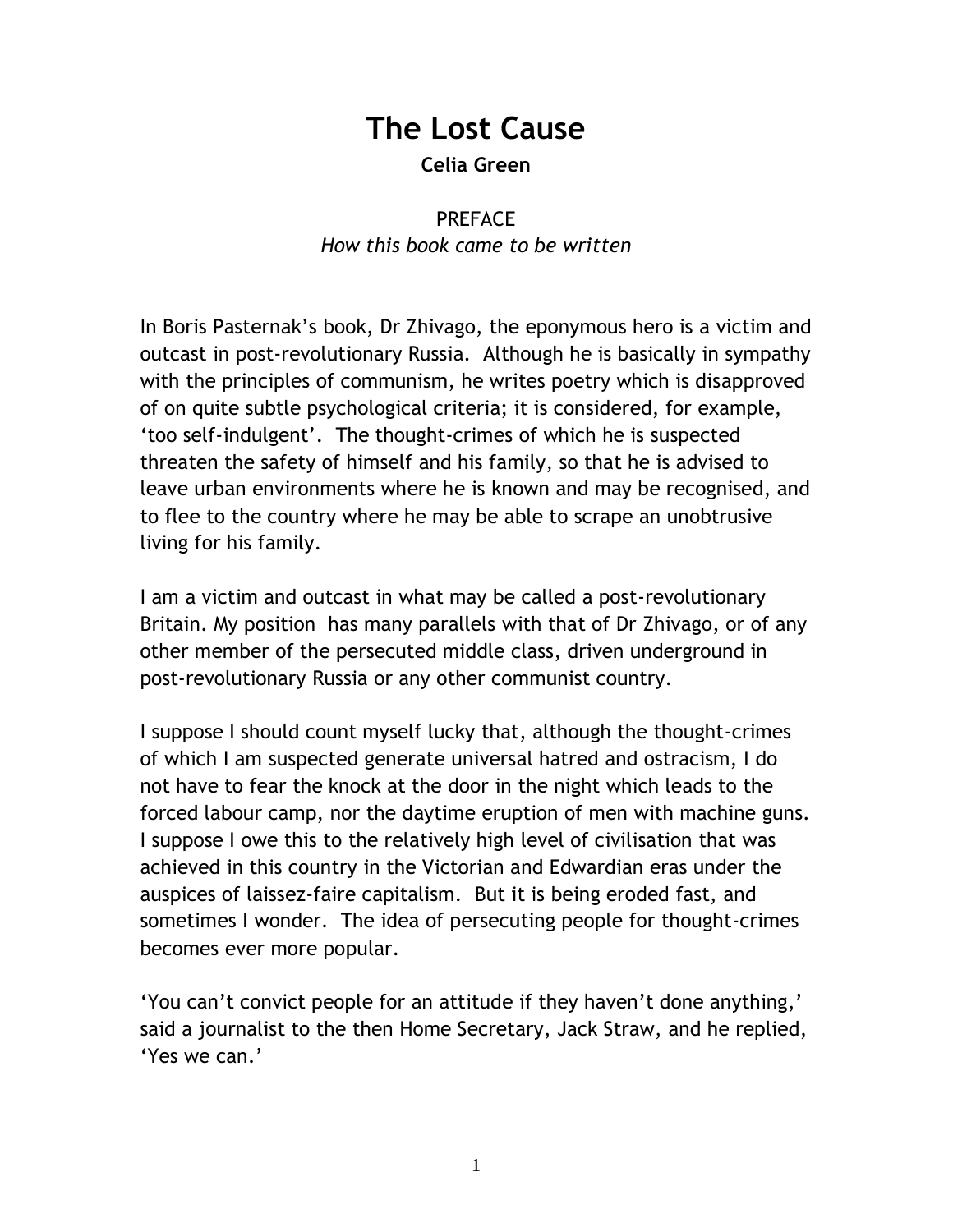# The Lost Cause

**Celia Green**

## PREFACE

*How this book came to be written*

In Boris Pasternak's book, Dr Zhivago, the eponymous hero is a victim and outcast in post-revolutionary Russia. Although he is basically in sympathy with the principles of communism, he writes poetry which is disapproved of on quite subtle psychological criteria; it is considered, for example, 'too self-indulgent'. The thought-crimes of which he is suspected threaten the safety of himself and his family, so that he is advised to leave urban environments where he is known and may be recognised, and to flee to the country where he may be able to scrape an unobtrusive living for his family.

I am a victim and outcast in what may be called a post-revolutionary Britain. My position has many parallels with that of Dr Zhivago, or of any other member of the persecuted middle class, driven underground in post-revolutionary Russia or any other communist country.

I suppose I should count myself lucky that, although the thought-crimes of which I am suspected generate universal hatred and ostracism, I do not have to fear the knock at the door in the night which leads to the forced labour camp, nor the daytime eruption of men with machine guns. I suppose I owe this to the relatively high level of civilisation that was achieved in this country in the Victorian and Edwardian eras under the auspices of laissez-faire capitalism. But it is being eroded fast, and sometimes I wonder. The idea of persecuting people for thought-crimes becomes ever more popular.

'You can't convict people for an attitude if they haven't done anything,' said a journalist to the then Home Secretary, Jack Straw, and he replied, 'Yes we can.'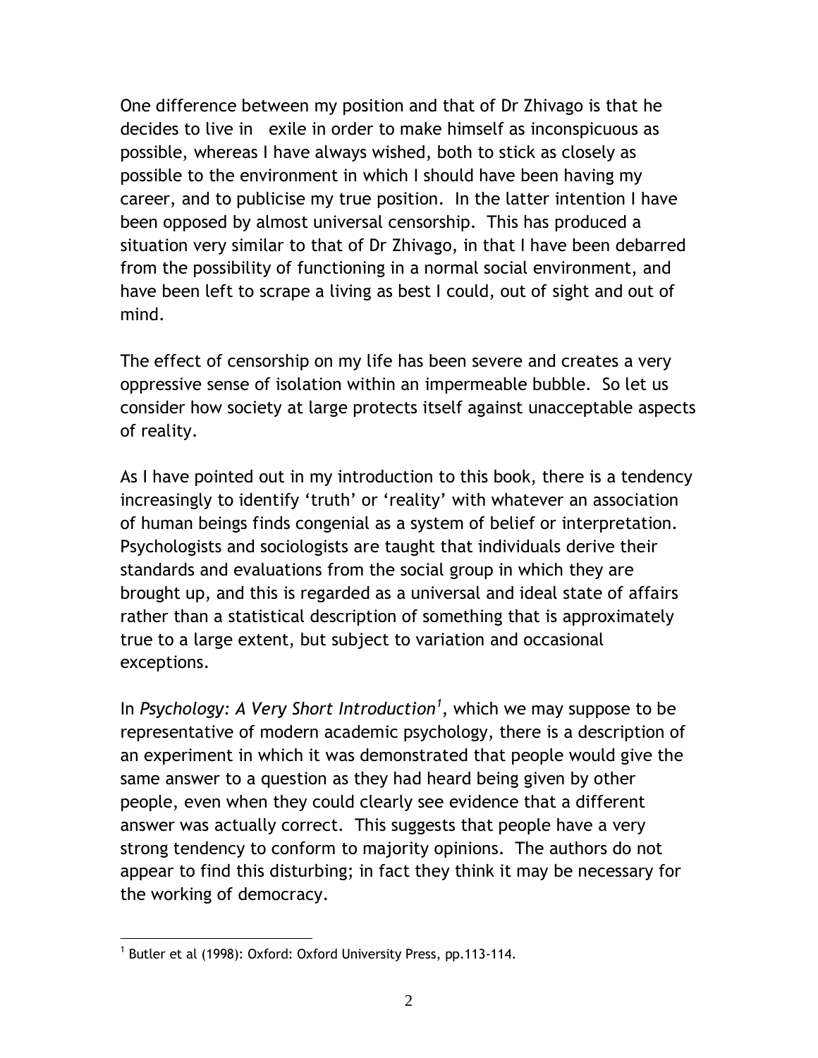One difference between my position and that of Dr Zhivago is that he decides to live in exile in order to make himself as inconspicuous as possible, whereas I have always wished, both to stick as closely as possible to the environment in which I should have been having my career, and to publicise my true position. In the latter intention I have been opposed by almost universal censorship. This has produced a situation very similar to that of Dr Zhivago, in that I have been debarred from the possibility of functioning in a normal social environment, and have been left to scrape a living as best I could, out of sight and out of mind.

The effect of censorship on my life has been severe and creates a very oppressive sense of isolation within an impermeable bubble. So let us consider how society at large protects itself against unacceptable aspects of reality.

As I have pointed out in my introduction to this book, there is a tendency increasingly to identify 'truth' or 'reality' with whatever an association of human beings finds congenial as a system of belief or interpretation. Psychologists and sociologists are taught that individuals derive their standards and evaluations from the social group in which they are brought up, and this is regarded as a universal and ideal state of affairs rather than a statistical description of something that is approximately true to a large extent, but subject to variation and occasional exceptions.

In *Psychology: A Very Short Introduction*[1], which we may suppose to be representative of modern academic psychology, there is a description of an experiment in which it was demonstrated that people would give the same answer to a question as they had heard being given by other people, even when they could clearly see evidence that a different answer was actually correct. This suggests that people have a very strong tendency to conform to majority opinions. The authors do not appear to find this disturbing; in fact they think it may be necessary for the working of democracy.

---

[1] Butler et al (1998): Oxford: Oxford University Press, pp.113-114.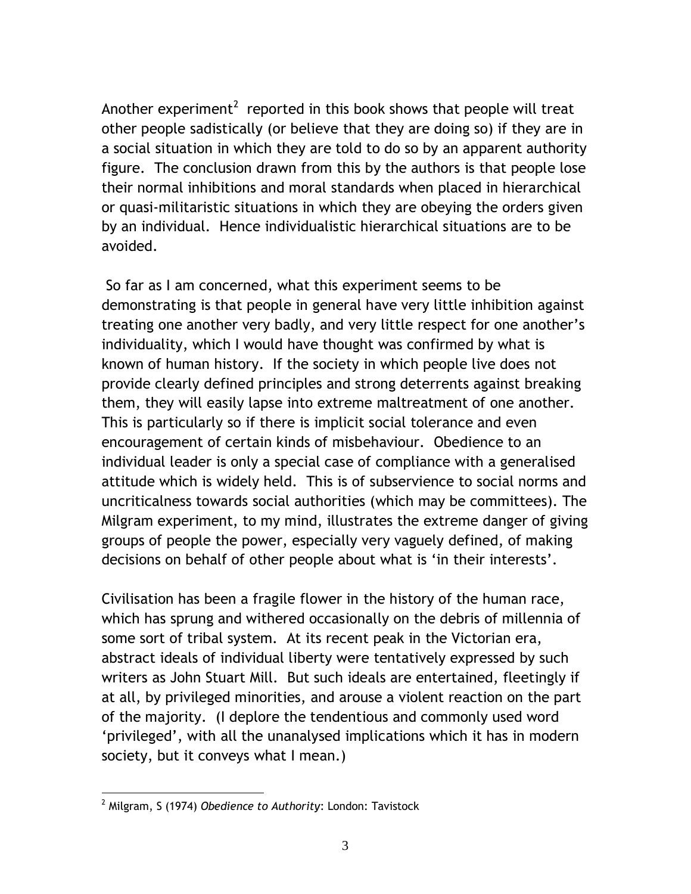Another experiment[2] reported in this book shows that people will treat other people sadistically (or believe that they are doing so) if they are in a social situation in which they are told to do so by an apparent authority figure. The conclusion drawn from this by the authors is that people lose their normal inhibitions and moral standards when placed in hierarchical or quasi-militaristic situations in which they are obeying the orders given by an individual. Hence individualistic hierarchical situations are to be avoided.

So far as I am concerned, what this experiment seems to be demonstrating is that people in general have very little inhibition against treating one another very badly, and very little respect for one another's individuality, which I would have thought was confirmed by what is known of human history. If the society in which people live does not provide clearly defined principles and strong deterrents against breaking them, they will easily lapse into extreme maltreatment of one another. This is particularly so if there is implicit social tolerance and even encouragement of certain kinds of misbehaviour. Obedience to an individual leader is only a special case of compliance with a generalised attitude which is widely held. This is of subservience to social norms and uncriticalness towards social authorities (which may be committees). The Milgram experiment, to my mind, illustrates the extreme danger of giving groups of people the power, especially very vaguely defined, of making decisions on behalf of other people about what is 'in their interests'.

Civilisation has been a fragile flower in the history of the human race, which has sprung and withered occasionally on the debris of millennia of some sort of tribal system. At its recent peak in the Victorian era, abstract ideals of individual liberty were tentatively expressed by such writers as John Stuart Mill. But such ideals are entertained, fleetingly if at all, by privileged minorities, and arouse a violent reaction on the part of the majority. (I deplore the tendentious and commonly used word 'privileged', with all the unanalysed implications which it has in modern society, but it conveys what I mean.)

---

[2] Milgram, S (1974) *Obedience to Authority*: London: Tavistock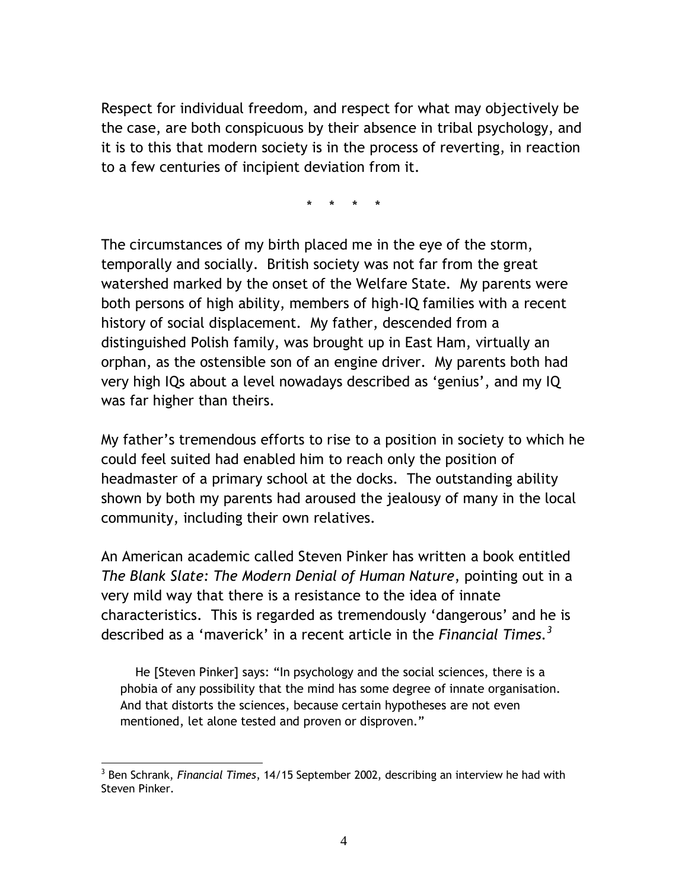Respect for individual freedom, and respect for what may objectively be the case, are both conspicuous by their absence in tribal psychology, and it is to this that modern society is in the process of reverting, in reaction to a few centuries of incipient deviation from it.

\* \* \* \*

The circumstances of my birth placed me in the eye of the storm, temporally and socially. British society was not far from the great watershed marked by the onset of the Welfare State. My parents were both persons of high ability, members of high-IQ families with a recent history of social displacement. My father, descended from a distinguished Polish family, was brought up in East Ham, virtually an orphan, as the ostensible son of an engine driver. My parents both had very high IQs about a level nowadays described as 'genius', and my IQ was far higher than theirs.

My father's tremendous efforts to rise to a position in society to which he could feel suited had enabled him to reach only the position of headmaster of a primary school at the docks. The outstanding ability shown by both my parents had aroused the jealousy of many in the local community, including their own relatives.

An American academic called Steven Pinker has written a book entitled *The Blank Slate: The Modern Denial of Human Nature*, pointing out in a very mild way that there is a resistance to the idea of innate characteristics. This is regarded as tremendously 'dangerous' and he is described as a 'maverick' in a recent article in the *Financial Times.*[3]

> He [Steven Pinker] says: "In psychology and the social sciences, there is a phobia of any possibility that the mind has some degree of innate organisation. And that distorts the sciences, because certain hypotheses are not even mentioned, let alone tested and proven or disproven."

---

[3] Ben Schrank, *Financial Times*, 14/15 September 2002, describing an interview he had with Steven Pinker.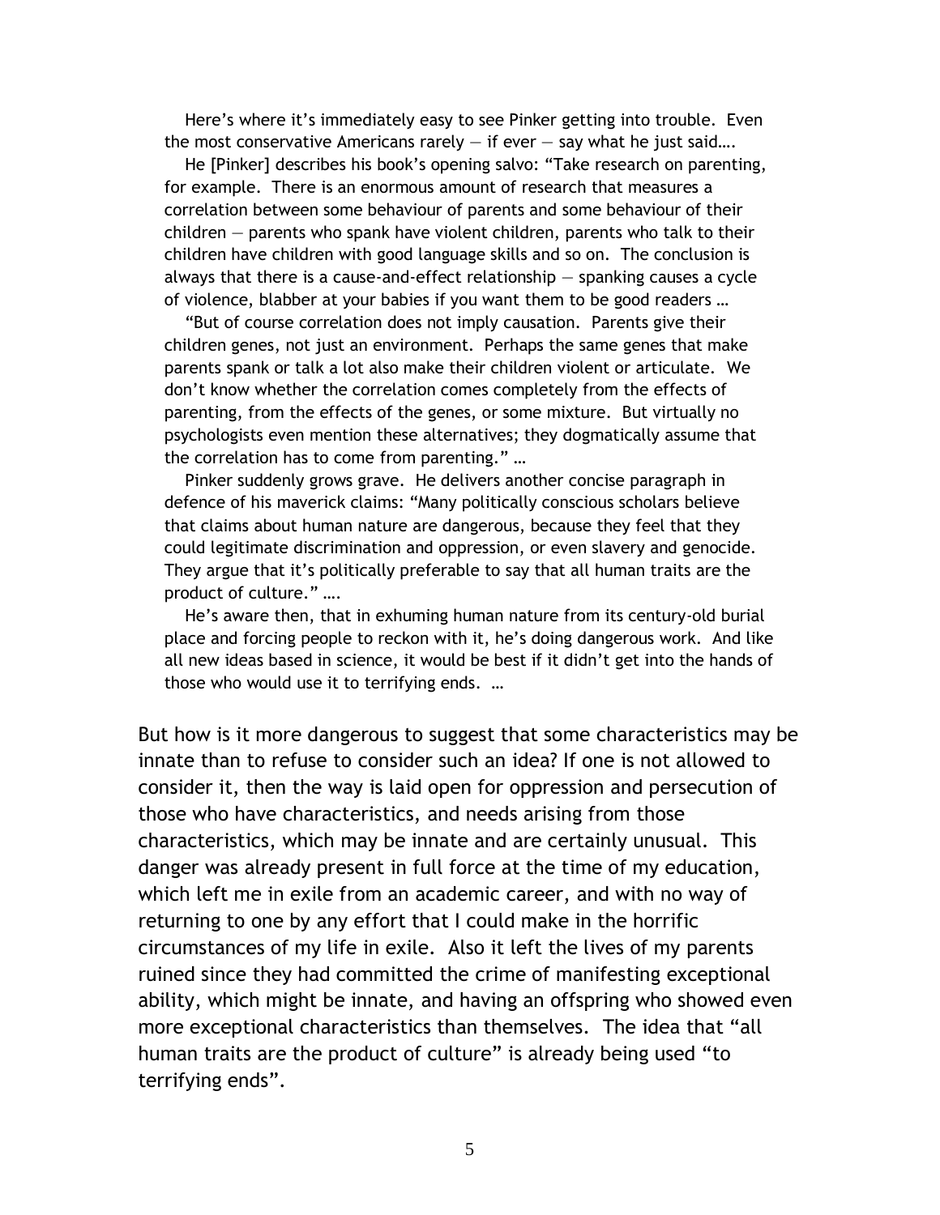> Here's where it's immediately easy to see Pinker getting into trouble. Even the most conservative Americans rarely — if ever — say what he just said….
>
> He [Pinker] describes his book's opening salvo: "Take research on parenting, for example. There is an enormous amount of research that measures a correlation between some behaviour of parents and some behaviour of their children — parents who spank have violent children, parents who talk to their children have children with good language skills and so on. The conclusion is always that there is a cause-and-effect relationship — spanking causes a cycle of violence, blabber at your babies if you want them to be good readers …
>
> "But of course correlation does not imply causation. Parents give their children genes, not just an environment. Perhaps the same genes that make parents spank or talk a lot also make their children violent or articulate. We don't know whether the correlation comes completely from the effects of parenting, from the effects of the genes, or some mixture. But virtually no psychologists even mention these alternatives; they dogmatically assume that the correlation has to come from parenting." …
>
> Pinker suddenly grows grave. He delivers another concise paragraph in defence of his maverick claims: "Many politically conscious scholars believe that claims about human nature are dangerous, because they feel that they could legitimate discrimination and oppression, or even slavery and genocide. They argue that it's politically preferable to say that all human traits are the product of culture." ….
>
> He's aware then, that in exhuming human nature from its century-old burial place and forcing people to reckon with it, he's doing dangerous work. And like all new ideas based in science, it would be best if it didn't get into the hands of those who would use it to terrifying ends. …

But how is it more dangerous to suggest that some characteristics may be innate than to refuse to consider such an idea? If one is not allowed to consider it, then the way is laid open for oppression and persecution of those who have characteristics, and needs arising from those characteristics, which may be innate and are certainly unusual. This danger was already present in full force at the time of my education, which left me in exile from an academic career, and with no way of returning to one by any effort that I could make in the horrific circumstances of my life in exile. Also it left the lives of my parents ruined since they had committed the crime of manifesting exceptional ability, which might be innate, and having an offspring who showed even more exceptional characteristics than themselves. The idea that "all human traits are the product of culture" is already being used "to terrifying ends".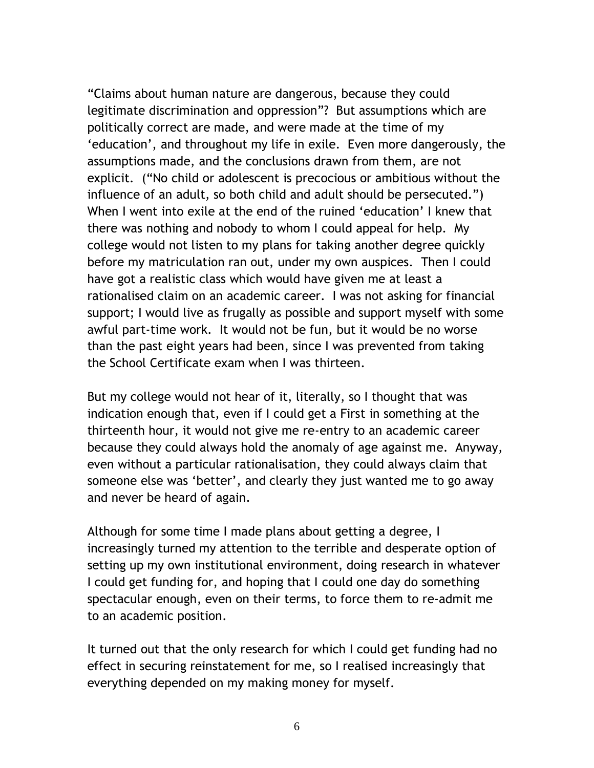"Claims about human nature are dangerous, because they could legitimate discrimination and oppression"? But assumptions which are politically correct are made, and were made at the time of my 'education', and throughout my life in exile. Even more dangerously, the assumptions made, and the conclusions drawn from them, are not explicit. ("No child or adolescent is precocious or ambitious without the influence of an adult, so both child and adult should be persecuted.") When I went into exile at the end of the ruined 'education' I knew that there was nothing and nobody to whom I could appeal for help. My college would not listen to my plans for taking another degree quickly before my matriculation ran out, under my own auspices. Then I could have got a realistic class which would have given me at least a rationalised claim on an academic career. I was not asking for financial support; I would live as frugally as possible and support myself with some awful part-time work. It would not be fun, but it would be no worse than the past eight years had been, since I was prevented from taking the School Certificate exam when I was thirteen.

But my college would not hear of it, literally, so I thought that was indication enough that, even if I could get a First in something at the thirteenth hour, it would not give me re-entry to an academic career because they could always hold the anomaly of age against me. Anyway, even without a particular rationalisation, they could always claim that someone else was 'better', and clearly they just wanted me to go away and never be heard of again.

Although for some time I made plans about getting a degree, I increasingly turned my attention to the terrible and desperate option of setting up my own institutional environment, doing research in whatever I could get funding for, and hoping that I could one day do something spectacular enough, even on their terms, to force them to re-admit me to an academic position.

It turned out that the only research for which I could get funding had no effect in securing reinstatement for me, so I realised increasingly that everything depended on my making money for myself.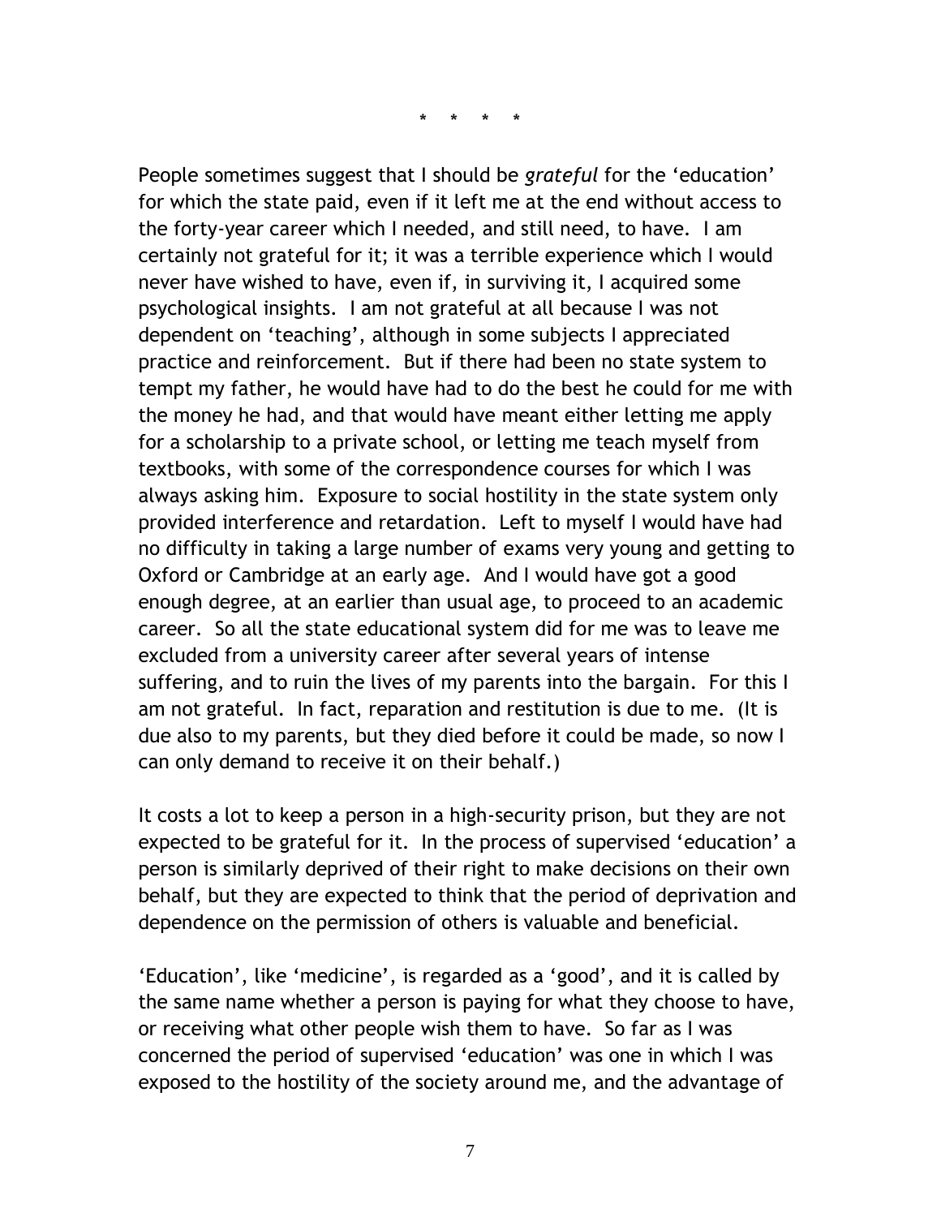\* \* \* \*

People sometimes suggest that I should be *grateful* for the 'education' for which the state paid, even if it left me at the end without access to the forty-year career which I needed, and still need, to have. I am certainly not grateful for it; it was a terrible experience which I would never have wished to have, even if, in surviving it, I acquired some psychological insights. I am not grateful at all because I was not dependent on 'teaching', although in some subjects I appreciated practice and reinforcement. But if there had been no state system to tempt my father, he would have had to do the best he could for me with the money he had, and that would have meant either letting me apply for a scholarship to a private school, or letting me teach myself from textbooks, with some of the correspondence courses for which I was always asking him. Exposure to social hostility in the state system only provided interference and retardation. Left to myself I would have had no difficulty in taking a large number of exams very young and getting to Oxford or Cambridge at an early age. And I would have got a good enough degree, at an earlier than usual age, to proceed to an academic career. So all the state educational system did for me was to leave me excluded from a university career after several years of intense suffering, and to ruin the lives of my parents into the bargain. For this I am not grateful. In fact, reparation and restitution is due to me. (It is due also to my parents, but they died before it could be made, so now I can only demand to receive it on their behalf.)

It costs a lot to keep a person in a high-security prison, but they are not expected to be grateful for it. In the process of supervised 'education' a person is similarly deprived of their right to make decisions on their own behalf, but they are expected to think that the period of deprivation and dependence on the permission of others is valuable and beneficial.

'Education', like 'medicine', is regarded as a 'good', and it is called by the same name whether a person is paying for what they choose to have, or receiving what other people wish them to have. So far as I was concerned the period of supervised 'education' was one in which I was exposed to the hostility of the society around me, and the advantage of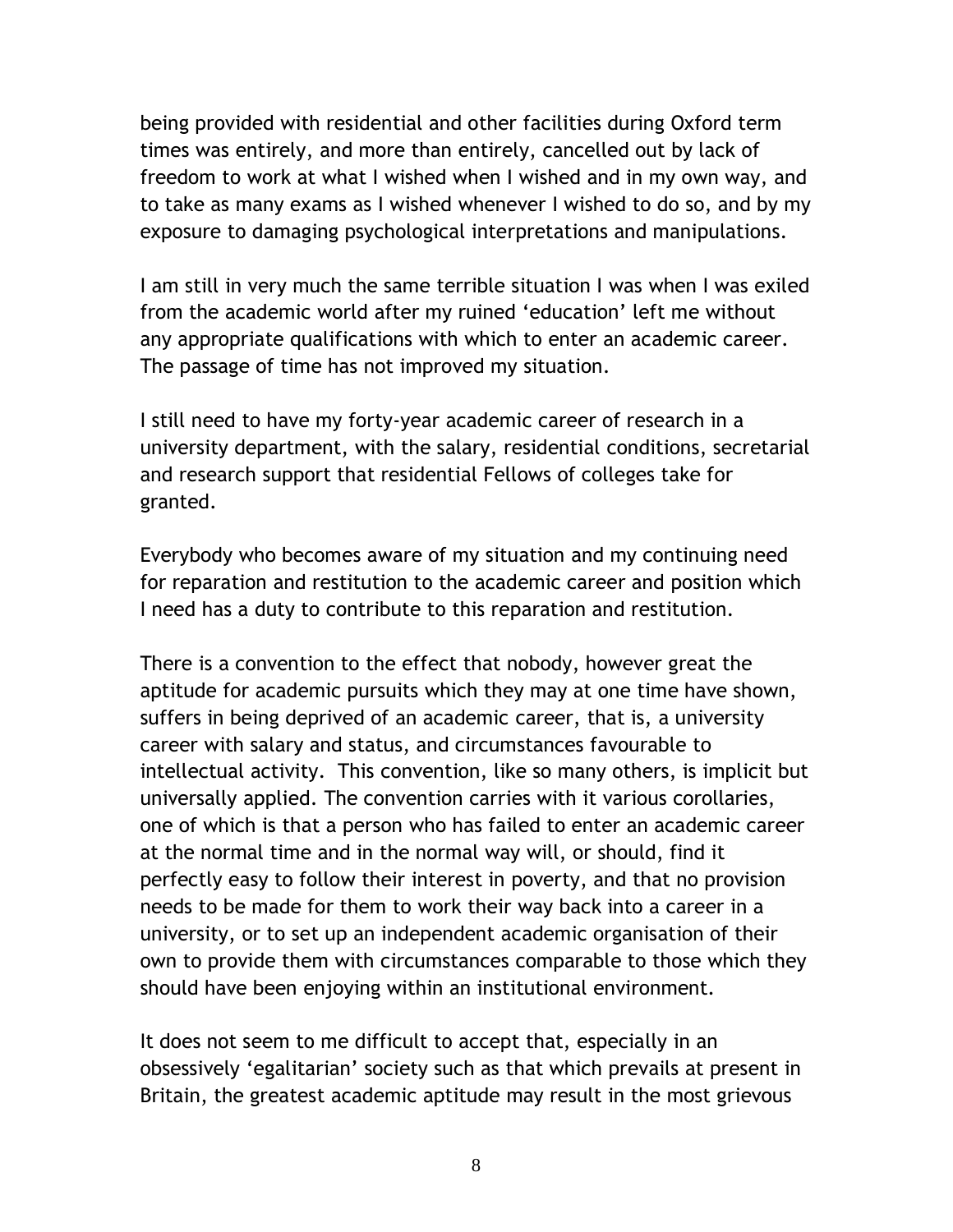being provided with residential and other facilities during Oxford term times was entirely, and more than entirely, cancelled out by lack of freedom to work at what I wished when I wished and in my own way, and to take as many exams as I wished whenever I wished to do so, and by my exposure to damaging psychological interpretations and manipulations.

I am still in very much the same terrible situation I was when I was exiled from the academic world after my ruined 'education' left me without any appropriate qualifications with which to enter an academic career. The passage of time has not improved my situation.

I still need to have my forty-year academic career of research in a university department, with the salary, residential conditions, secretarial and research support that residential Fellows of colleges take for granted.

Everybody who becomes aware of my situation and my continuing need for reparation and restitution to the academic career and position which I need has a duty to contribute to this reparation and restitution.

There is a convention to the effect that nobody, however great the aptitude for academic pursuits which they may at one time have shown, suffers in being deprived of an academic career, that is, a university career with salary and status, and circumstances favourable to intellectual activity. This convention, like so many others, is implicit but universally applied. The convention carries with it various corollaries, one of which is that a person who has failed to enter an academic career at the normal time and in the normal way will, or should, find it perfectly easy to follow their interest in poverty, and that no provision needs to be made for them to work their way back into a career in a university, or to set up an independent academic organisation of their own to provide them with circumstances comparable to those which they should have been enjoying within an institutional environment.

It does not seem to me difficult to accept that, especially in an obsessively 'egalitarian' society such as that which prevails at present in Britain, the greatest academic aptitude may result in the most grievous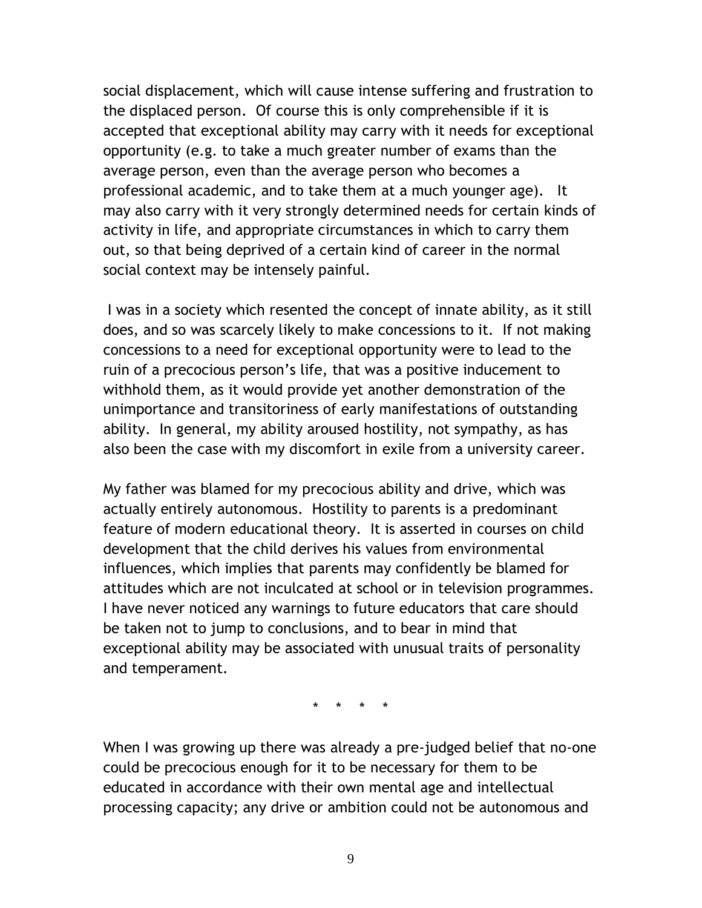social displacement, which will cause intense suffering and frustration to the displaced person. Of course this is only comprehensible if it is accepted that exceptional ability may carry with it needs for exceptional opportunity (e.g. to take a much greater number of exams than the average person, even than the average person who becomes a professional academic, and to take them at a much younger age). It may also carry with it very strongly determined needs for certain kinds of activity in life, and appropriate circumstances in which to carry them out, so that being deprived of a certain kind of career in the normal social context may be intensely painful.

I was in a society which resented the concept of innate ability, as it still does, and so was scarcely likely to make concessions to it. If not making concessions to a need for exceptional opportunity were to lead to the ruin of a precocious person's life, that was a positive inducement to withhold them, as it would provide yet another demonstration of the unimportance and transitoriness of early manifestations of outstanding ability. In general, my ability aroused hostility, not sympathy, as has also been the case with my discomfort in exile from a university career.

My father was blamed for my precocious ability and drive, which was actually entirely autonomous. Hostility to parents is a predominant feature of modern educational theory. It is asserted in courses on child development that the child derives his values from environmental influences, which implies that parents may confidently be blamed for attitudes which are not inculcated at school or in television programmes. I have never noticed any warnings to future educators that care should be taken not to jump to conclusions, and to bear in mind that exceptional ability may be associated with unusual traits of personality and temperament.

\* \* \* \*

When I was growing up there was already a pre-judged belief that no-one could be precocious enough for it to be necessary for them to be educated in accordance with their own mental age and intellectual processing capacity; any drive or ambition could not be autonomous and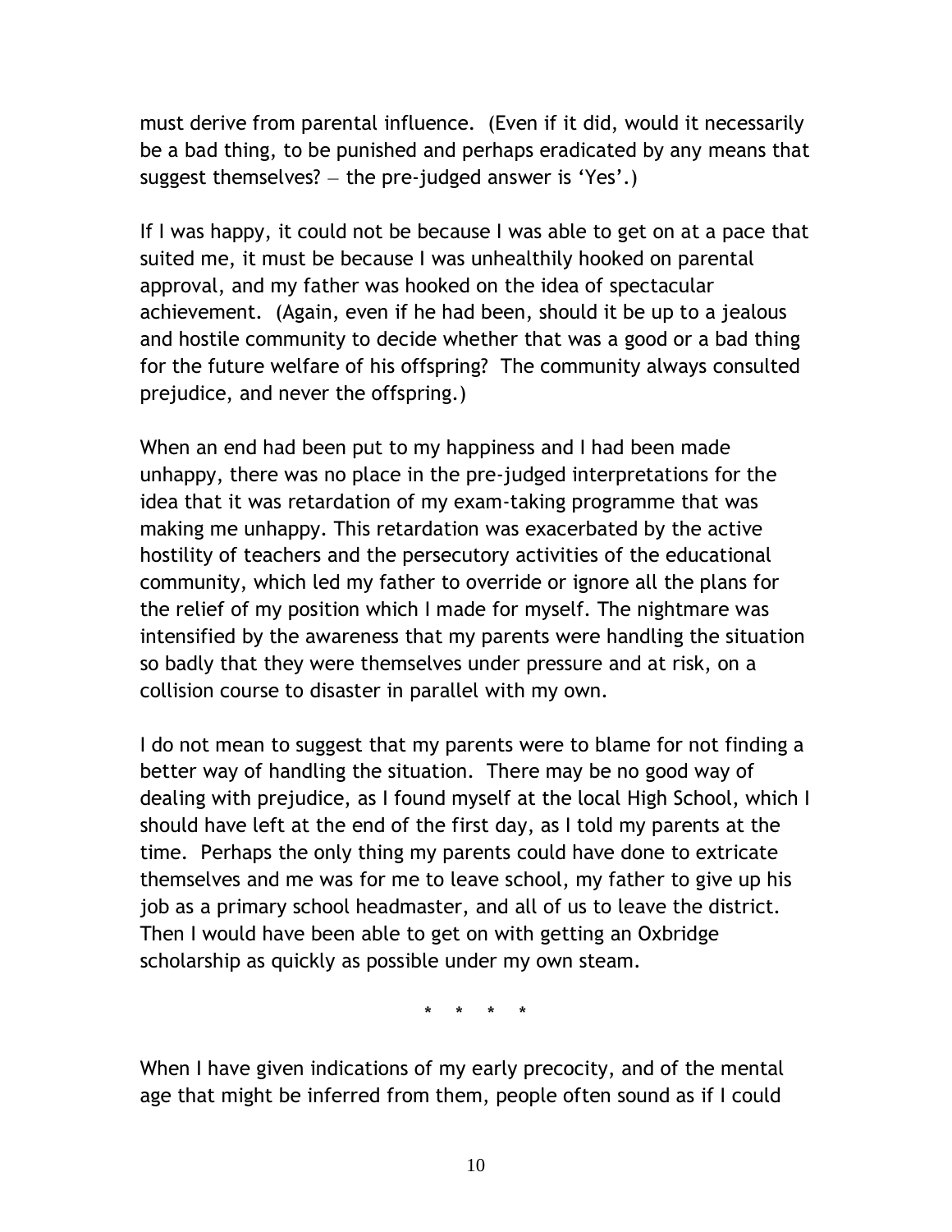must derive from parental influence. (Even if it did, would it necessarily be a bad thing, to be punished and perhaps eradicated by any means that suggest themselves? – the pre-judged answer is 'Yes'.)

If I was happy, it could not be because I was able to get on at a pace that suited me, it must be because I was unhealthily hooked on parental approval, and my father was hooked on the idea of spectacular achievement. (Again, even if he had been, should it be up to a jealous and hostile community to decide whether that was a good or a bad thing for the future welfare of his offspring? The community always consulted prejudice, and never the offspring.)

When an end had been put to my happiness and I had been made unhappy, there was no place in the pre-judged interpretations for the idea that it was retardation of my exam-taking programme that was making me unhappy. This retardation was exacerbated by the active hostility of teachers and the persecutory activities of the educational community, which led my father to override or ignore all the plans for the relief of my position which I made for myself. The nightmare was intensified by the awareness that my parents were handling the situation so badly that they were themselves under pressure and at risk, on a collision course to disaster in parallel with my own.

I do not mean to suggest that my parents were to blame for not finding a better way of handling the situation. There may be no good way of dealing with prejudice, as I found myself at the local High School, which I should have left at the end of the first day, as I told my parents at the time. Perhaps the only thing my parents could have done to extricate themselves and me was for me to leave school, my father to give up his job as a primary school headmaster, and all of us to leave the district. Then I would have been able to get on with getting an Oxbridge scholarship as quickly as possible under my own steam.

\* \* \* \*

When I have given indications of my early precocity, and of the mental age that might be inferred from them, people often sound as if I could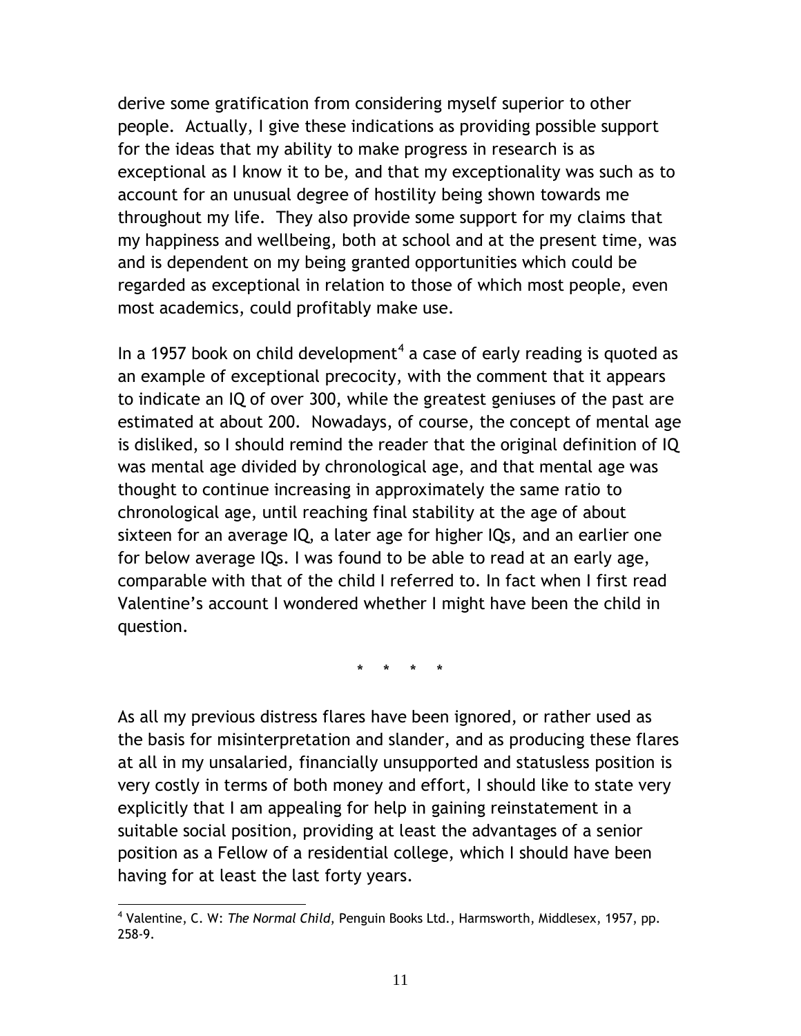derive some gratification from considering myself superior to other people. Actually, I give these indications as providing possible support for the ideas that my ability to make progress in research is as exceptional as I know it to be, and that my exceptionality was such as to account for an unusual degree of hostility being shown towards me throughout my life. They also provide some support for my claims that my happiness and wellbeing, both at school and at the present time, was and is dependent on my being granted opportunities which could be regarded as exceptional in relation to those of which most people, even most academics, could profitably make use.

In a 1957 book on child development[4] a case of early reading is quoted as an example of exceptional precocity, with the comment that it appears to indicate an IQ of over 300, while the greatest geniuses of the past are estimated at about 200. Nowadays, of course, the concept of mental age is disliked, so I should remind the reader that the original definition of IQ was mental age divided by chronological age, and that mental age was thought to continue increasing in approximately the same ratio to chronological age, until reaching final stability at the age of about sixteen for an average IQ, a later age for higher IQs, and an earlier one for below average IQs. I was found to be able to read at an early age, comparable with that of the child I referred to. In fact when I first read Valentine's account I wondered whether I might have been the child in question.

\* \* \* \*

As all my previous distress flares have been ignored, or rather used as the basis for misinterpretation and slander, and as producing these flares at all in my unsalaried, financially unsupported and statusless position is very costly in terms of both money and effort, I should like to state very explicitly that I am appealing for help in gaining reinstatement in a suitable social position, providing at least the advantages of a senior position as a Fellow of a residential college, which I should have been having for at least the last forty years.

---

[4] Valentine, C. W: *The Normal Child*, Penguin Books Ltd., Harmsworth, Middlesex, 1957, pp. 258-9.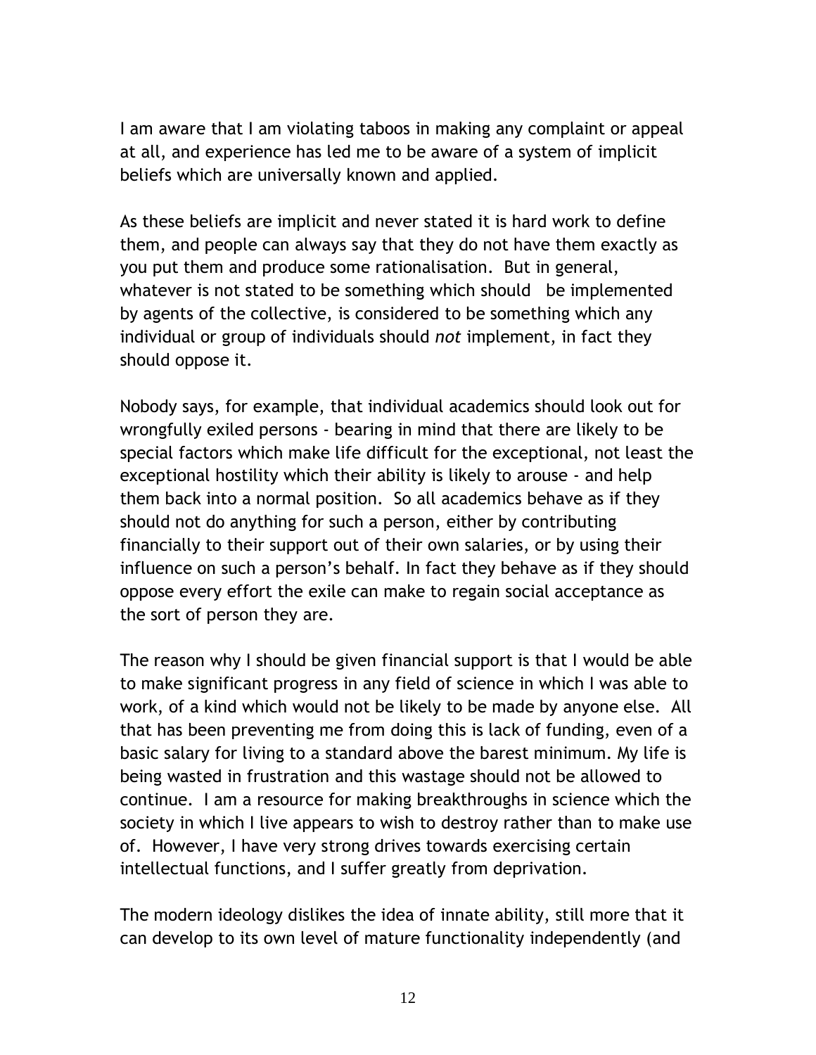I am aware that I am violating taboos in making any complaint or appeal at all, and experience has led me to be aware of a system of implicit beliefs which are universally known and applied.

As these beliefs are implicit and never stated it is hard work to define them, and people can always say that they do not have them exactly as you put them and produce some rationalisation. But in general, whatever is not stated to be something which should be implemented by agents of the collective, is considered to be something which any individual or group of individuals should *not* implement, in fact they should oppose it.

Nobody says, for example, that individual academics should look out for wrongfully exiled persons - bearing in mind that there are likely to be special factors which make life difficult for the exceptional, not least the exceptional hostility which their ability is likely to arouse - and help them back into a normal position. So all academics behave as if they should not do anything for such a person, either by contributing financially to their support out of their own salaries, or by using their influence on such a person's behalf. In fact they behave as if they should oppose every effort the exile can make to regain social acceptance as the sort of person they are.

The reason why I should be given financial support is that I would be able to make significant progress in any field of science in which I was able to work, of a kind which would not be likely to be made by anyone else. All that has been preventing me from doing this is lack of funding, even of a basic salary for living to a standard above the barest minimum. My life is being wasted in frustration and this wastage should not be allowed to continue. I am a resource for making breakthroughs in science which the society in which I live appears to wish to destroy rather than to make use of. However, I have very strong drives towards exercising certain intellectual functions, and I suffer greatly from deprivation.

The modern ideology dislikes the idea of innate ability, still more that it can develop to its own level of mature functionality independently (and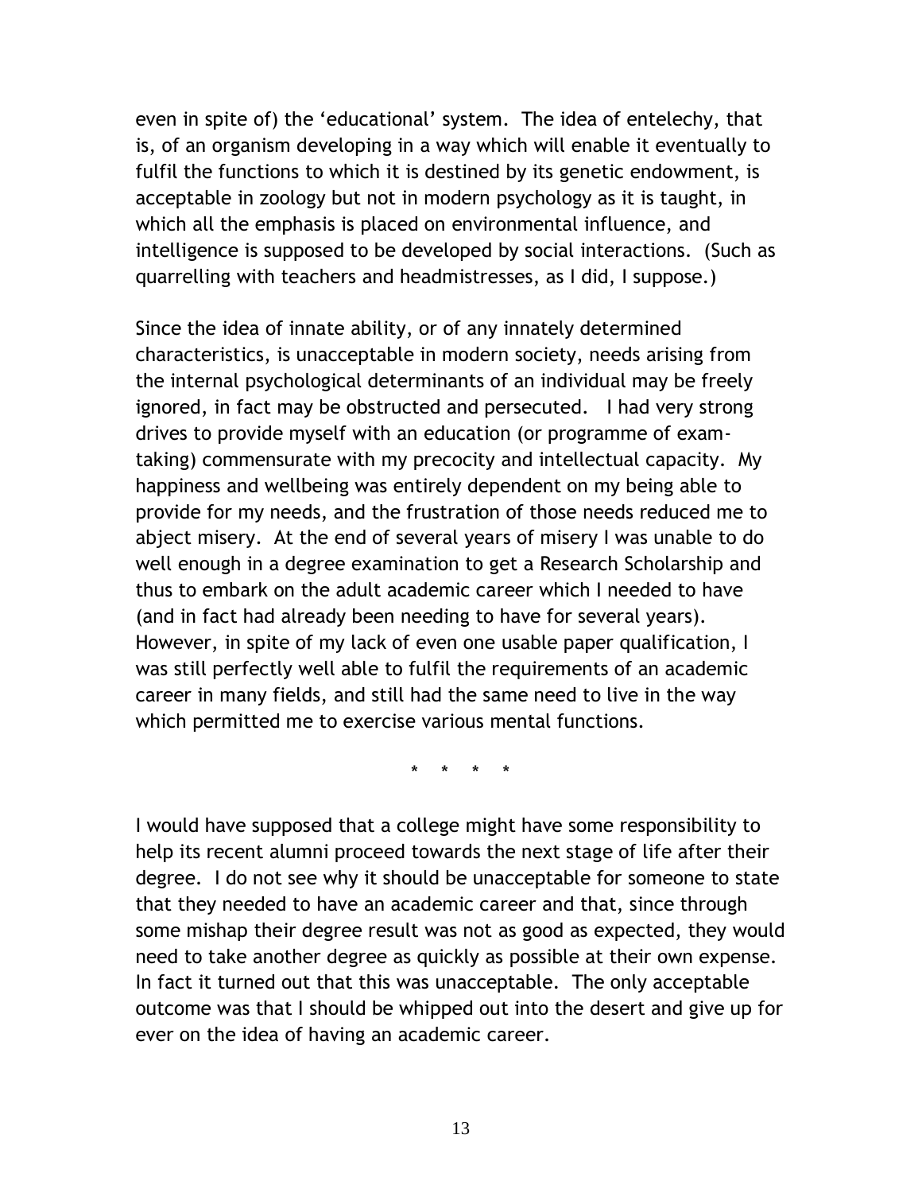even in spite of) the 'educational' system. The idea of entelechy, that is, of an organism developing in a way which will enable it eventually to fulfil the functions to which it is destined by its genetic endowment, is acceptable in zoology but not in modern psychology as it is taught, in which all the emphasis is placed on environmental influence, and intelligence is supposed to be developed by social interactions. (Such as quarrelling with teachers and headmistresses, as I did, I suppose.)

Since the idea of innate ability, or of any innately determined characteristics, is unacceptable in modern society, needs arising from the internal psychological determinants of an individual may be freely ignored, in fact may be obstructed and persecuted. I had very strong drives to provide myself with an education (or programme of exam-taking) commensurate with my precocity and intellectual capacity. My happiness and wellbeing was entirely dependent on my being able to provide for my needs, and the frustration of those needs reduced me to abject misery. At the end of several years of misery I was unable to do well enough in a degree examination to get a Research Scholarship and thus to embark on the adult academic career which I needed to have (and in fact had already been needing to have for several years). However, in spite of my lack of even one usable paper qualification, I was still perfectly well able to fulfil the requirements of an academic career in many fields, and still had the same need to live in the way which permitted me to exercise various mental functions.

\* \* \* \*

I would have supposed that a college might have some responsibility to help its recent alumni proceed towards the next stage of life after their degree. I do not see why it should be unacceptable for someone to state that they needed to have an academic career and that, since through some mishap their degree result was not as good as expected, they would need to take another degree as quickly as possible at their own expense. In fact it turned out that this was unacceptable. The only acceptable outcome was that I should be whipped out into the desert and give up for ever on the idea of having an academic career.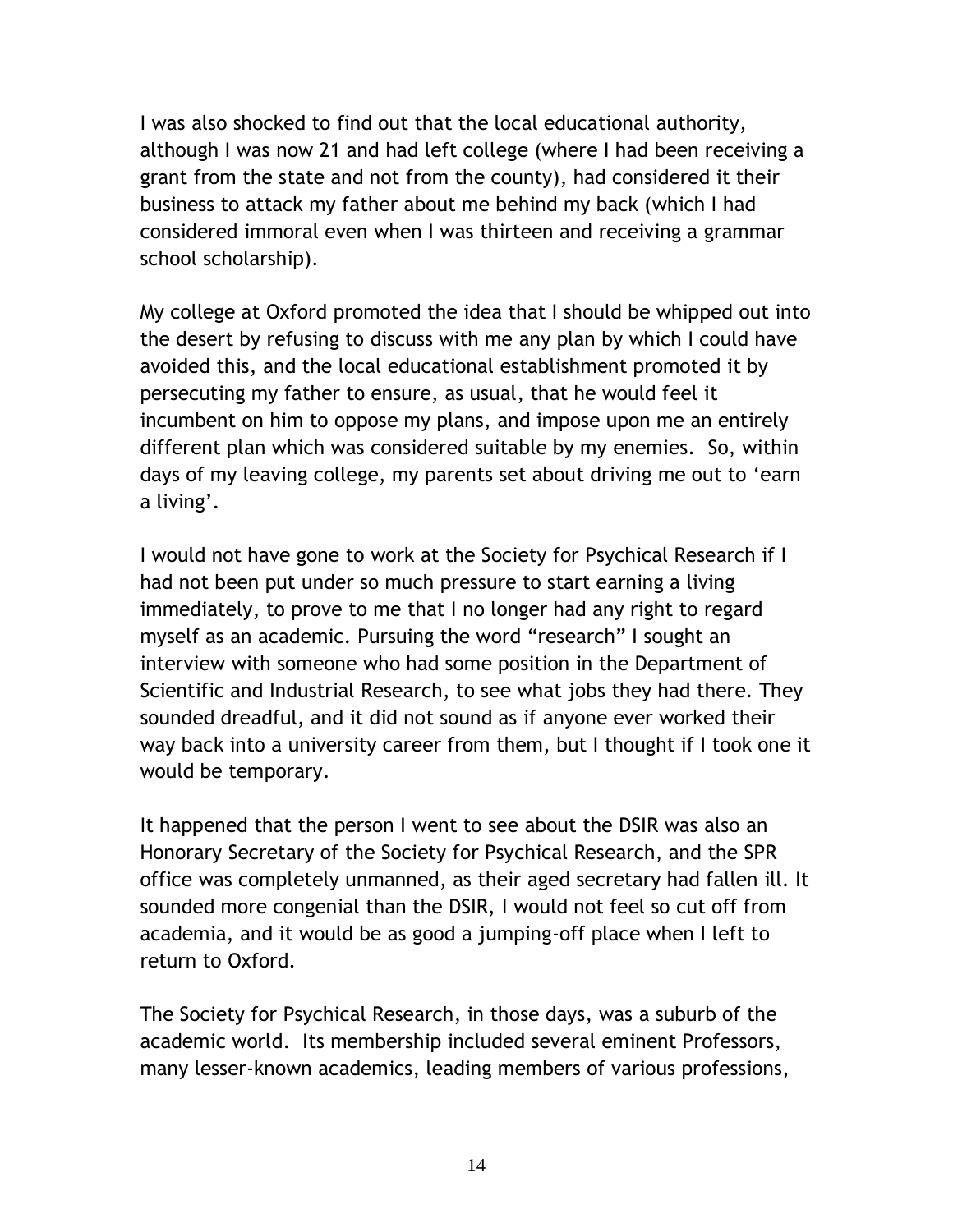I was also shocked to find out that the local educational authority, although I was now 21 and had left college (where I had been receiving a grant from the state and not from the county), had considered it their business to attack my father about me behind my back (which I had considered immoral even when I was thirteen and receiving a grammar school scholarship).

My college at Oxford promoted the idea that I should be whipped out into the desert by refusing to discuss with me any plan by which I could have avoided this, and the local educational establishment promoted it by persecuting my father to ensure, as usual, that he would feel it incumbent on him to oppose my plans, and impose upon me an entirely different plan which was considered suitable by my enemies. So, within days of my leaving college, my parents set about driving me out to 'earn a living'.

I would not have gone to work at the Society for Psychical Research if I had not been put under so much pressure to start earning a living immediately, to prove to me that I no longer had any right to regard myself as an academic. Pursuing the word "research" I sought an interview with someone who had some position in the Department of Scientific and Industrial Research, to see what jobs they had there. They sounded dreadful, and it did not sound as if anyone ever worked their way back into a university career from them, but I thought if I took one it would be temporary.

It happened that the person I went to see about the DSIR was also an Honorary Secretary of the Society for Psychical Research, and the SPR office was completely unmanned, as their aged secretary had fallen ill. It sounded more congenial than the DSIR, I would not feel so cut off from academia, and it would be as good a jumping-off place when I left to return to Oxford.

The Society for Psychical Research, in those days, was a suburb of the academic world. Its membership included several eminent Professors, many lesser-known academics, leading members of various professions,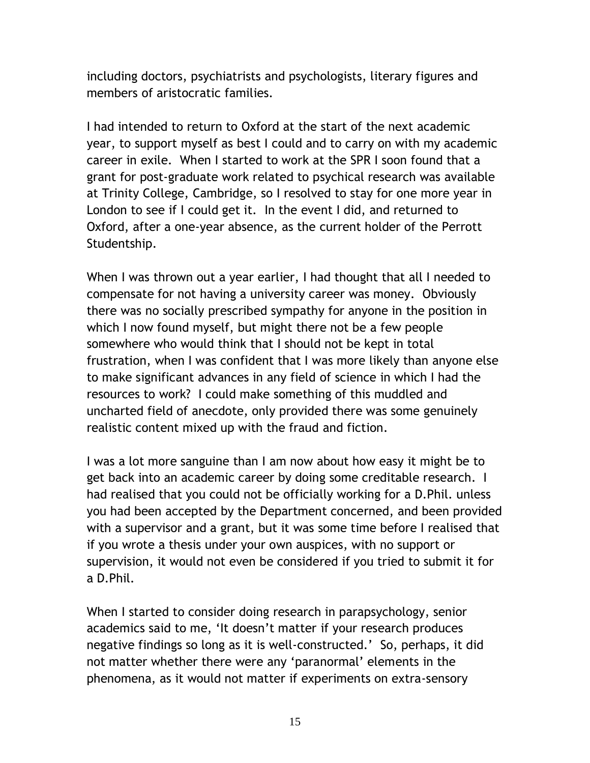including doctors, psychiatrists and psychologists, literary figures and members of aristocratic families.

I had intended to return to Oxford at the start of the next academic year, to support myself as best I could and to carry on with my academic career in exile. When I started to work at the SPR I soon found that a grant for post-graduate work related to psychical research was available at Trinity College, Cambridge, so I resolved to stay for one more year in London to see if I could get it. In the event I did, and returned to Oxford, after a one-year absence, as the current holder of the Perrott Studentship.

When I was thrown out a year earlier, I had thought that all I needed to compensate for not having a university career was money. Obviously there was no socially prescribed sympathy for anyone in the position in which I now found myself, but might there not be a few people somewhere who would think that I should not be kept in total frustration, when I was confident that I was more likely than anyone else to make significant advances in any field of science in which I had the resources to work? I could make something of this muddled and uncharted field of anecdote, only provided there was some genuinely realistic content mixed up with the fraud and fiction.

I was a lot more sanguine than I am now about how easy it might be to get back into an academic career by doing some creditable research. I had realised that you could not be officially working for a D.Phil. unless you had been accepted by the Department concerned, and been provided with a supervisor and a grant, but it was some time before I realised that if you wrote a thesis under your own auspices, with no support or supervision, it would not even be considered if you tried to submit it for a D.Phil.

When I started to consider doing research in parapsychology, senior academics said to me, 'It doesn't matter if your research produces negative findings so long as it is well-constructed.' So, perhaps, it did not matter whether there were any 'paranormal' elements in the phenomena, as it would not matter if experiments on extra-sensory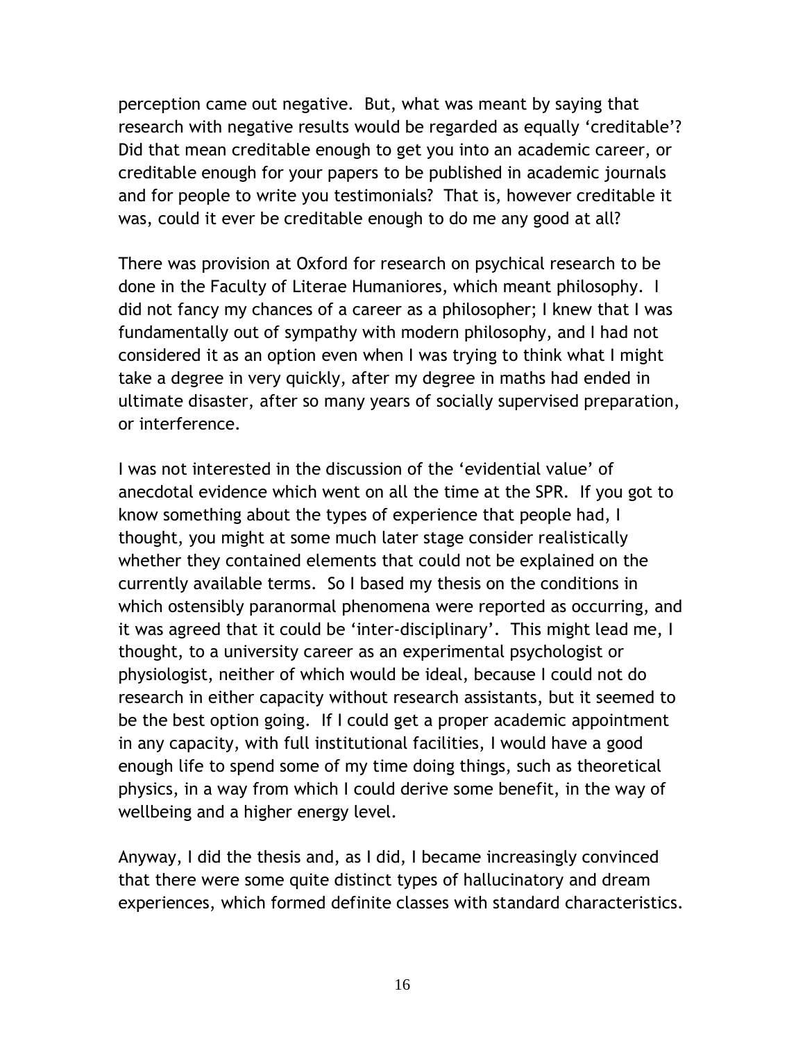perception came out negative. But, what was meant by saying that research with negative results would be regarded as equally 'creditable'? Did that mean creditable enough to get you into an academic career, or creditable enough for your papers to be published in academic journals and for people to write you testimonials? That is, however creditable it was, could it ever be creditable enough to do me any good at all?

There was provision at Oxford for research on psychical research to be done in the Faculty of Literae Humaniores, which meant philosophy. I did not fancy my chances of a career as a philosopher; I knew that I was fundamentally out of sympathy with modern philosophy, and I had not considered it as an option even when I was trying to think what I might take a degree in very quickly, after my degree in maths had ended in ultimate disaster, after so many years of socially supervised preparation, or interference.

I was not interested in the discussion of the 'evidential value' of anecdotal evidence which went on all the time at the SPR. If you got to know something about the types of experience that people had, I thought, you might at some much later stage consider realistically whether they contained elements that could not be explained on the currently available terms. So I based my thesis on the conditions in which ostensibly paranormal phenomena were reported as occurring, and it was agreed that it could be 'inter-disciplinary'. This might lead me, I thought, to a university career as an experimental psychologist or physiologist, neither of which would be ideal, because I could not do research in either capacity without research assistants, but it seemed to be the best option going. If I could get a proper academic appointment in any capacity, with full institutional facilities, I would have a good enough life to spend some of my time doing things, such as theoretical physics, in a way from which I could derive some benefit, in the way of wellbeing and a higher energy level.

Anyway, I did the thesis and, as I did, I became increasingly convinced that there were some quite distinct types of hallucinatory and dream experiences, which formed definite classes with standard characteristics.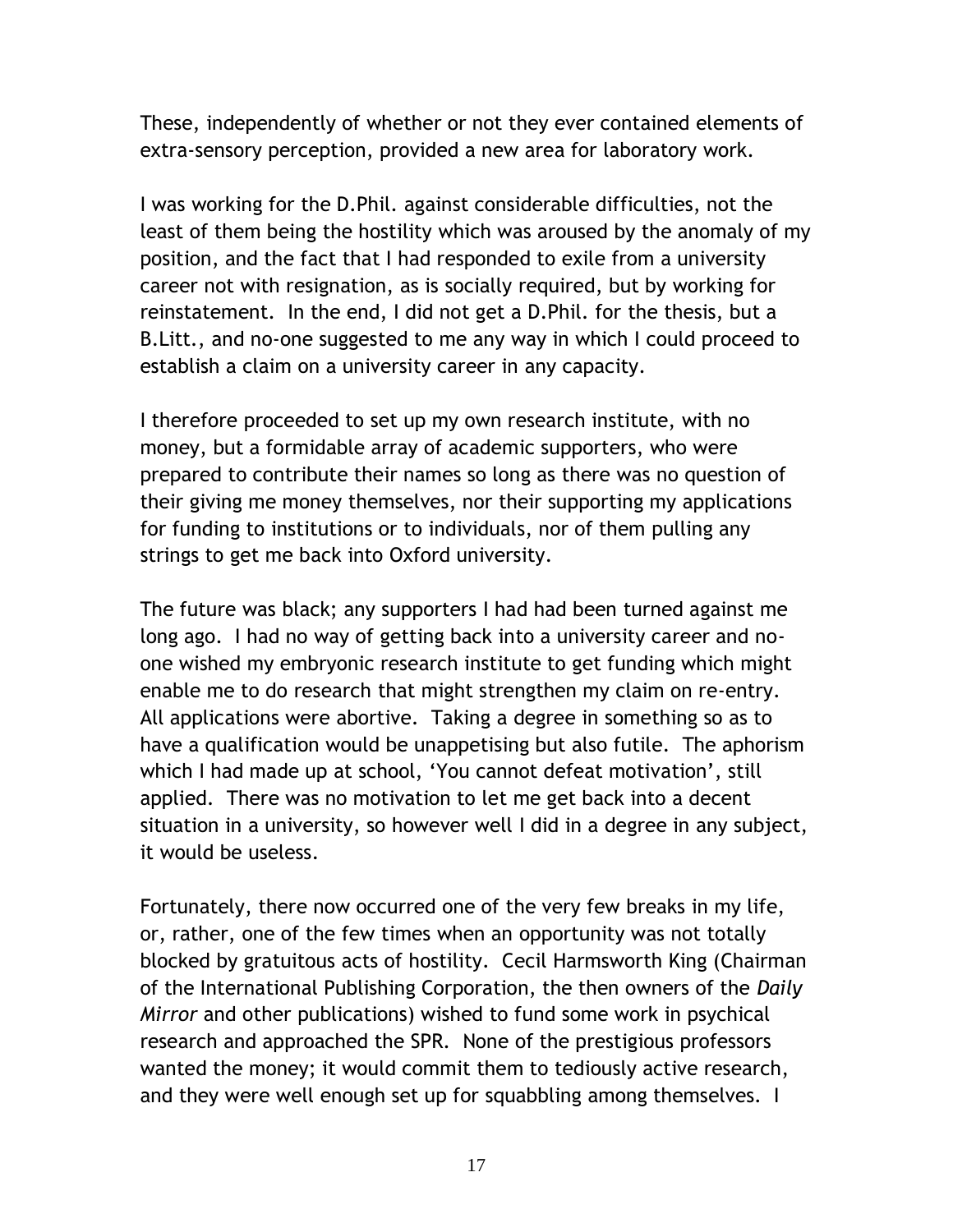These, independently of whether or not they ever contained elements of extra-sensory perception, provided a new area for laboratory work.

I was working for the D.Phil. against considerable difficulties, not the least of them being the hostility which was aroused by the anomaly of my position, and the fact that I had responded to exile from a university career not with resignation, as is socially required, but by working for reinstatement. In the end, I did not get a D.Phil. for the thesis, but a B.Litt., and no-one suggested to me any way in which I could proceed to establish a claim on a university career in any capacity.

I therefore proceeded to set up my own research institute, with no money, but a formidable array of academic supporters, who were prepared to contribute their names so long as there was no question of their giving me money themselves, nor their supporting my applications for funding to institutions or to individuals, nor of them pulling any strings to get me back into Oxford university.

The future was black; any supporters I had had been turned against me long ago. I had no way of getting back into a university career and no-one wished my embryonic research institute to get funding which might enable me to do research that might strengthen my claim on re-entry. All applications were abortive. Taking a degree in something so as to have a qualification would be unappetising but also futile. The aphorism which I had made up at school, 'You cannot defeat motivation', still applied. There was no motivation to let me get back into a decent situation in a university, so however well I did in a degree in any subject, it would be useless.

Fortunately, there now occurred one of the very few breaks in my life, or, rather, one of the few times when an opportunity was not totally blocked by gratuitous acts of hostility. Cecil Harmsworth King (Chairman of the International Publishing Corporation, the then owners of the *Daily Mirror* and other publications) wished to fund some work in psychical research and approached the SPR. None of the prestigious professors wanted the money; it would commit them to tediously active research, and they were well enough set up for squabbling among themselves. I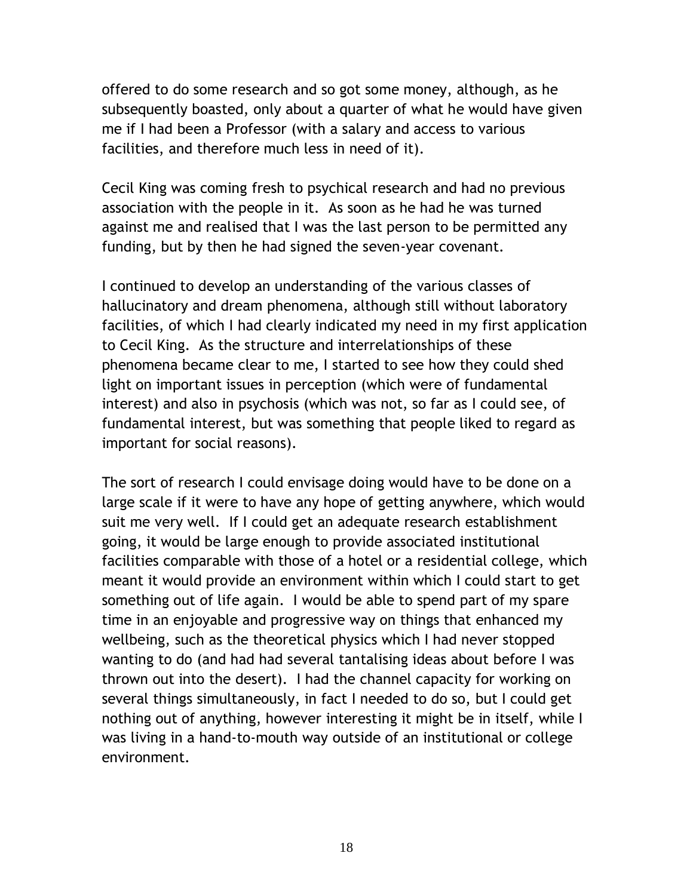offered to do some research and so got some money, although, as he subsequently boasted, only about a quarter of what he would have given me if I had been a Professor (with a salary and access to various facilities, and therefore much less in need of it).

Cecil King was coming fresh to psychical research and had no previous association with the people in it. As soon as he had he was turned against me and realised that I was the last person to be permitted any funding, but by then he had signed the seven-year covenant.

I continued to develop an understanding of the various classes of hallucinatory and dream phenomena, although still without laboratory facilities, of which I had clearly indicated my need in my first application to Cecil King. As the structure and interrelationships of these phenomena became clear to me, I started to see how they could shed light on important issues in perception (which were of fundamental interest) and also in psychosis (which was not, so far as I could see, of fundamental interest, but was something that people liked to regard as important for social reasons).

The sort of research I could envisage doing would have to be done on a large scale if it were to have any hope of getting anywhere, which would suit me very well. If I could get an adequate research establishment going, it would be large enough to provide associated institutional facilities comparable with those of a hotel or a residential college, which meant it would provide an environment within which I could start to get something out of life again. I would be able to spend part of my spare time in an enjoyable and progressive way on things that enhanced my wellbeing, such as the theoretical physics which I had never stopped wanting to do (and had had several tantalising ideas about before I was thrown out into the desert). I had the channel capacity for working on several things simultaneously, in fact I needed to do so, but I could get nothing out of anything, however interesting it might be in itself, while I was living in a hand-to-mouth way outside of an institutional or college environment.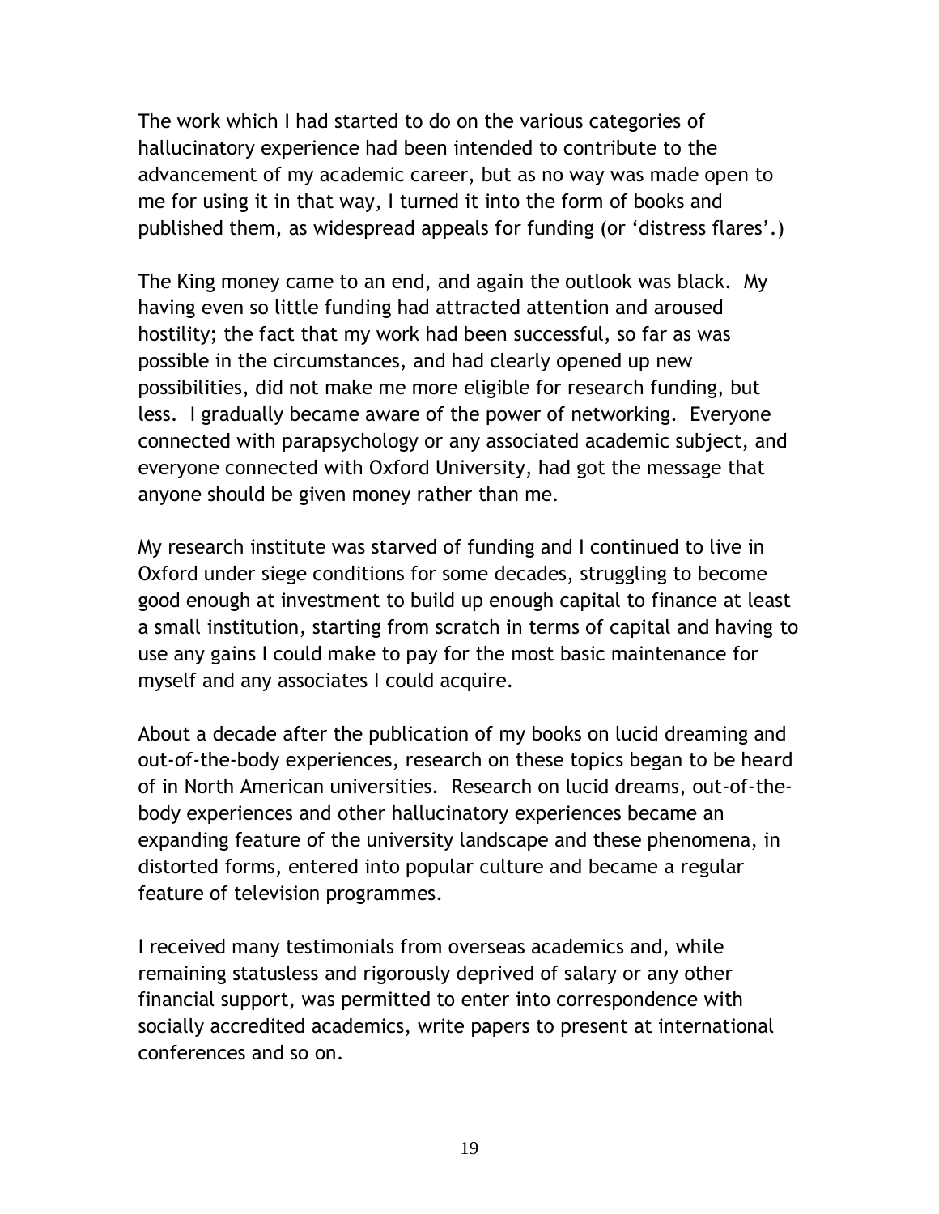The work which I had started to do on the various categories of hallucinatory experience had been intended to contribute to the advancement of my academic career, but as no way was made open to me for using it in that way, I turned it into the form of books and published them, as widespread appeals for funding (or 'distress flares'.)

The King money came to an end, and again the outlook was black. My having even so little funding had attracted attention and aroused hostility; the fact that my work had been successful, so far as was possible in the circumstances, and had clearly opened up new possibilities, did not make me more eligible for research funding, but less. I gradually became aware of the power of networking. Everyone connected with parapsychology or any associated academic subject, and everyone connected with Oxford University, had got the message that anyone should be given money rather than me.

My research institute was starved of funding and I continued to live in Oxford under siege conditions for some decades, struggling to become good enough at investment to build up enough capital to finance at least a small institution, starting from scratch in terms of capital and having to use any gains I could make to pay for the most basic maintenance for myself and any associates I could acquire.

About a decade after the publication of my books on lucid dreaming and out-of-the-body experiences, research on these topics began to be heard of in North American universities. Research on lucid dreams, out-of-the-body experiences and other hallucinatory experiences became an expanding feature of the university landscape and these phenomena, in distorted forms, entered into popular culture and became a regular feature of television programmes.

I received many testimonials from overseas academics and, while remaining statusless and rigorously deprived of salary or any other financial support, was permitted to enter into correspondence with socially accredited academics, write papers to present at international conferences and so on.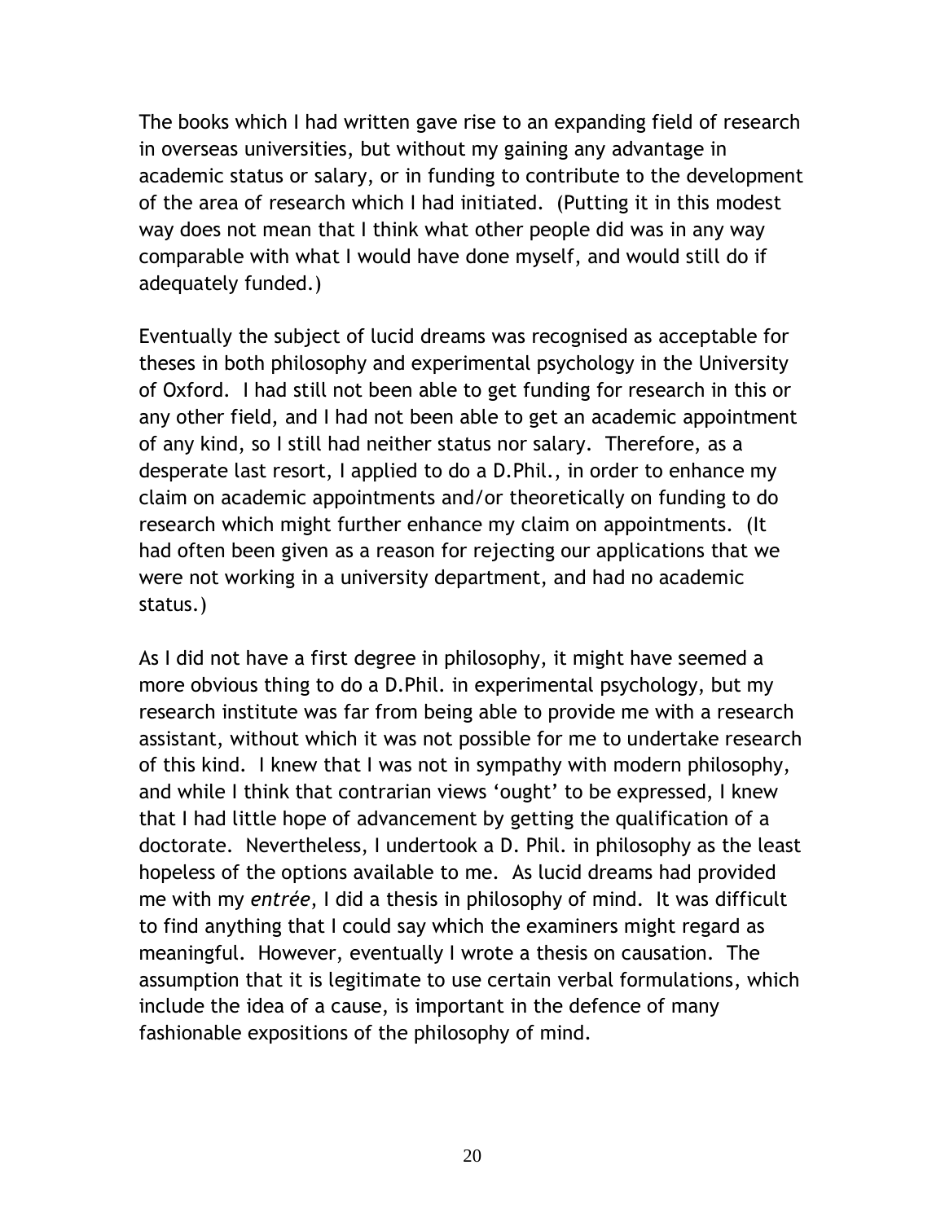The books which I had written gave rise to an expanding field of research in overseas universities, but without my gaining any advantage in academic status or salary, or in funding to contribute to the development of the area of research which I had initiated. (Putting it in this modest way does not mean that I think what other people did was in any way comparable with what I would have done myself, and would still do if adequately funded.)

Eventually the subject of lucid dreams was recognised as acceptable for theses in both philosophy and experimental psychology in the University of Oxford. I had still not been able to get funding for research in this or any other field, and I had not been able to get an academic appointment of any kind, so I still had neither status nor salary. Therefore, as a desperate last resort, I applied to do a D.Phil., in order to enhance my claim on academic appointments and/or theoretically on funding to do research which might further enhance my claim on appointments. (It had often been given as a reason for rejecting our applications that we were not working in a university department, and had no academic status.)

As I did not have a first degree in philosophy, it might have seemed a more obvious thing to do a D.Phil. in experimental psychology, but my research institute was far from being able to provide me with a research assistant, without which it was not possible for me to undertake research of this kind. I knew that I was not in sympathy with modern philosophy, and while I think that contrarian views 'ought' to be expressed, I knew that I had little hope of advancement by getting the qualification of a doctorate. Nevertheless, I undertook a D. Phil. in philosophy as the least hopeless of the options available to me. As lucid dreams had provided me with my *entrée*, I did a thesis in philosophy of mind. It was difficult to find anything that I could say which the examiners might regard as meaningful. However, eventually I wrote a thesis on causation. The assumption that it is legitimate to use certain verbal formulations, which include the idea of a cause, is important in the defence of many fashionable expositions of the philosophy of mind.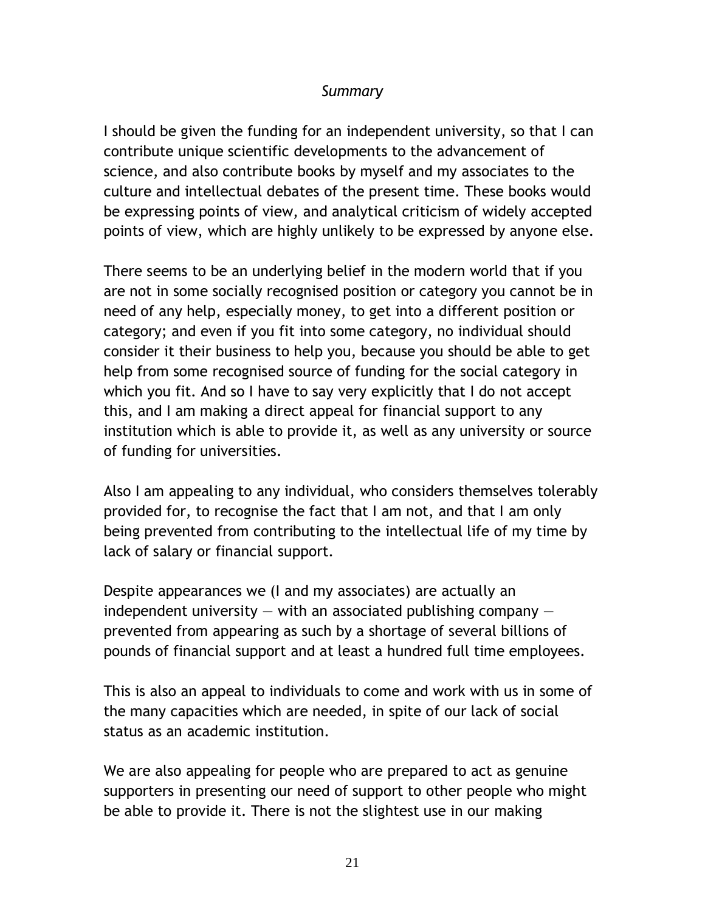*Summary*

I should be given the funding for an independent university, so that I can contribute unique scientific developments to the advancement of science, and also contribute books by myself and my associates to the culture and intellectual debates of the present time. These books would be expressing points of view, and analytical criticism of widely accepted points of view, which are highly unlikely to be expressed by anyone else.

There seems to be an underlying belief in the modern world that if you are not in some socially recognised position or category you cannot be in need of any help, especially money, to get into a different position or category; and even if you fit into some category, no individual should consider it their business to help you, because you should be able to get help from some recognised source of funding for the social category in which you fit. And so I have to say very explicitly that I do not accept this, and I am making a direct appeal for financial support to any institution which is able to provide it, as well as any university or source of funding for universities.

Also I am appealing to any individual, who considers themselves tolerably provided for, to recognise the fact that I am not, and that I am only being prevented from contributing to the intellectual life of my time by lack of salary or financial support.

Despite appearances we (I and my associates) are actually an independent university — with an associated publishing company — prevented from appearing as such by a shortage of several billions of pounds of financial support and at least a hundred full time employees.

This is also an appeal to individuals to come and work with us in some of the many capacities which are needed, in spite of our lack of social status as an academic institution.

We are also appealing for people who are prepared to act as genuine supporters in presenting our need of support to other people who might be able to provide it. There is not the slightest use in our making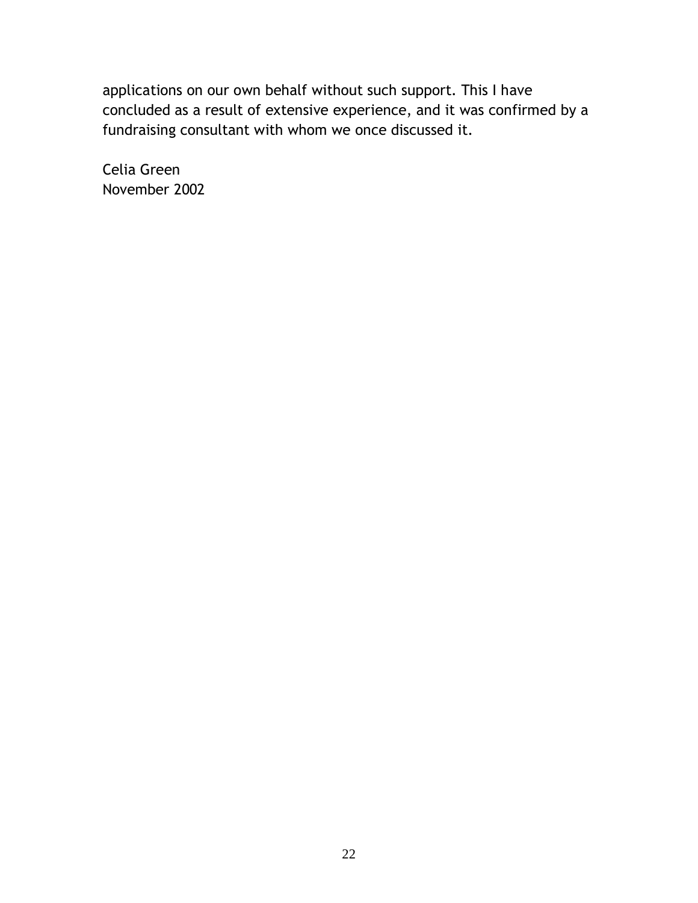applications on our own behalf without such support. This I have concluded as a result of extensive experience, and it was confirmed by a fundraising consultant with whom we once discussed it.

Celia Green
November 2002